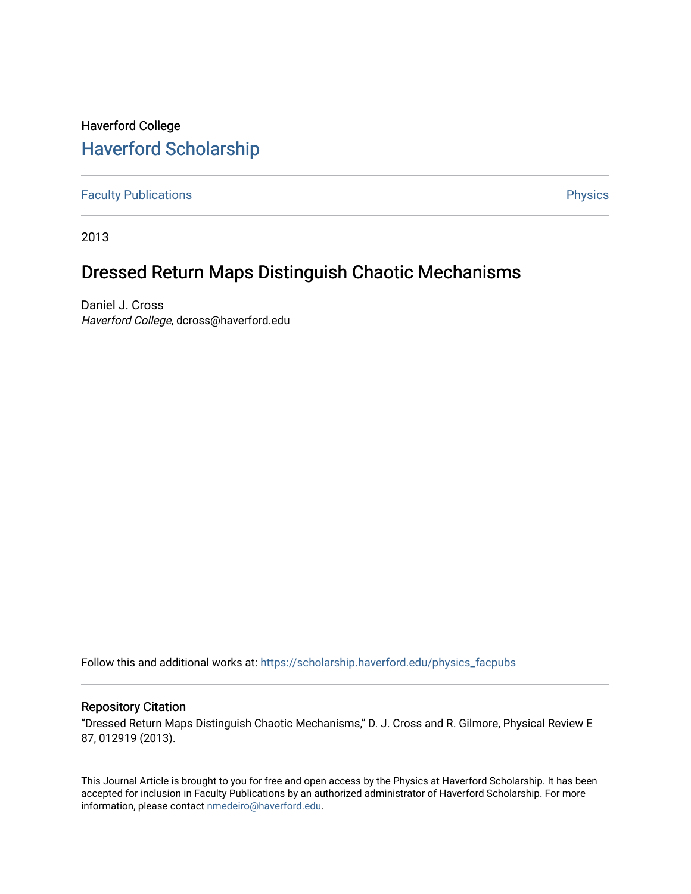Haverford College

# Haverford Scholarship

Faculty Publications | Physics

2013

## Dressed Return Maps Distinguish Chaotic Mechanisms

Daniel J. Cross
*Haverford College*, dcross@haverford.edu

Follow this and additional works at: https://scholarship.haverford.edu/physics_facpubs

### Repository Citation

"Dressed Return Maps Distinguish Chaotic Mechanisms," D. J. Cross and R. Gilmore, Physical Review E 87, 012919 (2013).

This Journal Article is brought to you for free and open access by the Physics at Haverford Scholarship. It has been accepted for inclusion in Faculty Publications by an authorized administrator of Haverford Scholarship. For more information, please contact nmedeiro@haverford.edu.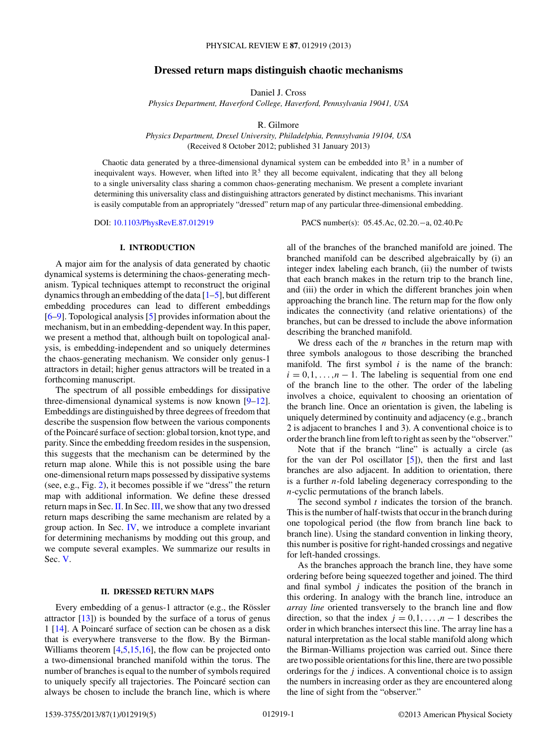# Dressed return maps distinguish chaotic mechanisms

Daniel J. Cross

*Physics Department, Haverford College, Haverford, Pennsylvania 19041, USA*

R. Gilmore

*Physics Department, Drexel University, Philadelphia, Pennsylvania 19104, USA*

(Received 8 October 2012; published 31 January 2013)

Chaotic data generated by a three-dimensional dynamical system can be embedded into $\mathbb{R}^3$ in a number of inequivalent ways. However, when lifted into $\mathbb{R}^5$ they all become equivalent, indicating that they all belong to a single universality class sharing a common chaos-generating mechanism. We present a complete invariant determining this universality class and distinguishing attractors generated by distinct mechanisms. This invariant is easily computable from an appropriately "dressed" return map of any particular three-dimensional embedding.

DOI: 10.1103/PhysRevE.87.012919 PACS number(s): 05.45.Ac, 02.20.−a, 02.40.Pc

## I. INTRODUCTION

A major aim for the analysis of data generated by chaotic dynamical systems is determining the chaos-generating mechanism. Typical techniques attempt to reconstruct the original dynamics through an embedding of the data [1–5], but different embedding procedures can lead to different embeddings [6–9]. Topological analysis [5] provides information about the mechanism, but in an embedding-dependent way. In this paper, we present a method that, although built on topological analysis, is embedding-independent and so uniquely determines the chaos-generating mechanism. We consider only genus-1 attractors in detail; higher genus attractors will be treated in a forthcoming manuscript.

The spectrum of all possible embeddings for dissipative three-dimensional dynamical systems is now known [9–12]. Embeddings are distinguished by three degrees of freedom that describe the suspension flow between the various components of the Poincaré surface of section: global torsion, knot type, and parity. Since the embedding freedom resides in the suspension, this suggests that the mechanism can be determined by the return map alone. While this is not possible using the bare one-dimensional return maps possessed by dissipative systems (see, e.g., Fig. 2), it becomes possible if we "dress" the return map with additional information. We define these dressed return maps in Sec. II. In Sec. III, we show that any two dressed return maps describing the same mechanism are related by a group action. In Sec. IV, we introduce a complete invariant for determining mechanisms by modding out this group, and we compute several examples. We summarize our results in Sec. V.

## II. DRESSED RETURN MAPS

Every embedding of a genus-1 attractor (e.g., the Rössler attractor [13]) is bounded by the surface of a torus of genus 1 [14]. A Poincaré surface of section can be chosen as a disk that is everywhere transverse to the flow. By the Birman-Williams theorem [4,5,15,16], the flow can be projected onto a two-dimensional branched manifold within the torus. The number of branches is equal to the number of symbols required to uniquely specify all trajectories. The Poincaré section can always be chosen to include the branch line, which is where all of the branches of the branched manifold are joined. The branched manifold can be described algebraically by (i) an integer index labeling each branch, (ii) the number of twists that each branch makes in the return trip to the branch line, and (iii) the order in which the different branches join when approaching the branch line. The return map for the flow only indicates the connectivity (and relative orientations) of the branches, but can be dressed to include the above information describing the branched manifold.

We dress each of the $n$ branches in the return map with three symbols analogous to those describing the branched manifold. The first symbol $i$ is the name of the branch: $i = 0,1,\ldots,n-1$. The labeling is sequential from one end of the branch line to the other. The order of the labeling involves a choice, equivalent to choosing an orientation of the branch line. Once an orientation is given, the labeling is uniquely determined by continuity and adjacency (e.g., branch 2 is adjacent to branches 1 and 3). A conventional choice is to order the branch line from left to right as seen by the "observer."

Note that if the branch "line" is actually a circle (as for the van der Pol oscillator [5]), then the first and last branches are also adjacent. In addition to orientation, there is a further $n$-fold labeling degeneracy corresponding to the $n$-cyclic permutations of the branch labels.

The second symbol $t$ indicates the torsion of the branch. This is the number of half-twists that occur in the branch during one topological period (the flow from branch line back to branch line). Using the standard convention in linking theory, this number is positive for right-handed crossings and negative for left-handed crossings.

As the branches approach the branch line, they have some ordering before being squeezed together and joined. The third and final symbol $j$ indicates the position of the branch in this ordering. In analogy with the branch line, introduce an *array line* oriented transversely to the branch line and flow direction, so that the index $j = 0,1,\ldots,n-1$ describes the order in which branches intersect this line. The array line has a natural interpretation as the local stable manifold along which the Birman-Williams projection was carried out. Since there are two possible orientations for this line, there are two possible orderings for the $j$ indices. A conventional choice is to assign the numbers in increasing order as they are encountered along the line of sight from the "observer."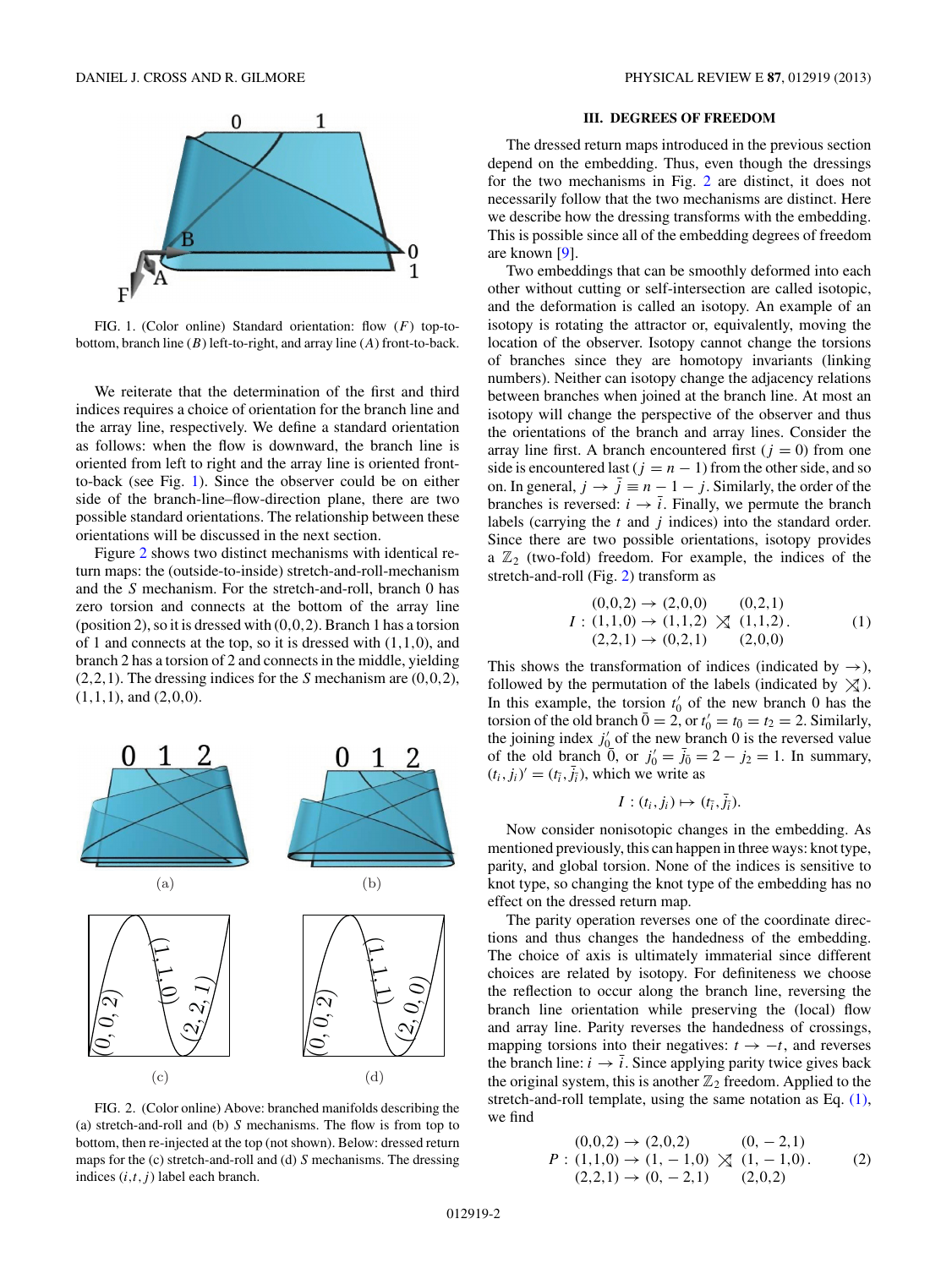FIG. 1. (Color online) Standard orientation: flow ($F$) top-to-bottom, branch line ($B$) left-to-right, and array line ($A$) front-to-back.

We reiterate that the determination of the first and third indices requires a choice of orientation for the branch line and the array line, respectively. We define a standard orientation as follows: when the flow is downward, the branch line is oriented from left to right and the array line is oriented front-to-back (see Fig. 1). Since the observer could be on either side of the branch-line–flow-direction plane, there are two possible standard orientations. The relationship between these orientations will be discussed in the next section.

Figure 2 shows two distinct mechanisms with identical return maps: the (outside-to-inside) stretch-and-roll-mechanism and the $S$ mechanism. For the stretch-and-roll, branch 0 has zero torsion and connects at the bottom of the array line (position 2), so it is dressed with (0,0,2). Branch 1 has a torsion of 1 and connects at the top, so it is dressed with (1,1,0), and branch 2 has a torsion of 2 and connects in the middle, yielding (2,2,1). The dressing indices for the $S$ mechanism are (0,0,2), (1,1,1), and (2,0,0).

FIG. 2. (Color online) Above: branched manifolds describing the (a) stretch-and-roll and (b) $S$ mechanisms. The flow is from top to bottom, then re-injected at the top (not shown). Below: dressed return maps for the (c) stretch-and-roll and (d) $S$ mechanisms. The dressing indices $(i,t,j)$ label each branch.

## III. DEGREES OF FREEDOM

The dressed return maps introduced in the previous section depend on the embedding. Thus, even though the dressings for the two mechanisms in Fig. 2 are distinct, it does not necessarily follow that the two mechanisms are distinct. Here we describe how the dressing transforms with the embedding. This is possible since all of the embedding degrees of freedom are known [9].

Two embeddings that can be smoothly deformed into each other without cutting or self-intersection are called isotopic, and the deformation is called an isotopy. An example of an isotopy is rotating the attractor or, equivalently, moving the location of the observer. Isotopy cannot change the torsions of branches since they are homotopy invariants (linking numbers). Neither can isotopy change the adjacency relations between branches when joined at the branch line. At most an isotopy will change the perspective of the observer and thus the orientations of the branch and array lines. Consider the array line first. A branch encountered first ($j=0$) from one side is encountered last ($j=n-1$) from the other side, and so on. In general, $j \to \bar{j} \equiv n-1-j$. Similarly, the order of the branches is reversed: $i \to \bar{i}$. Finally, we permute the branch labels (carrying the $t$ and $j$ indices) into the standard order. Since there are two possible orientations, isotopy provides a $\mathbb{Z}_2$ (two-fold) freedom. For example, the indices of the stretch-and-roll (Fig. 2) transform as

$$I : \begin{array}{c} (0,0,2) \to (2,0,0) \\ (1,1,0) \to (1,1,2) \\ (2,2,1) \to (0,2,1) \end{array} \rtimes \begin{array}{c} (0,2,1) \\ (1,1,2) \\ (2,0,0) \end{array}. \tag{1}$$

This shows the transformation of indices (indicated by $\to$), followed by the permutation of the labels (indicated by $\rtimes$). In this example, the torsion $t_0'$ of the new branch 0 has the torsion of the old branch $\bar{0}=2$, or $t_0' = t_{\bar{0}} = t_2 = 2$. Similarly, the joining index $j_0'$ of the new branch 0 is the reversed value of the old branch $\bar{0}$, or $j_0' = \bar{j}_{\bar{0}} = 2 - j_2 = 1$. In summary, $(t_i, j_i)' = (t_{\bar{i}}, \bar{j}_{\bar{i}})$, which we write as

$$I : (t_i, j_i) \mapsto (t_{\bar{i}}, \bar{j}_{\bar{i}}).$$

Now consider nonisotopic changes in the embedding. As mentioned previously, this can happen in three ways: knot type, parity, and global torsion. None of the indices is sensitive to knot type, so changing the knot type of the embedding has no effect on the dressed return map.

The parity operation reverses one of the coordinate directions and thus changes the handedness of the embedding. The choice of axis is ultimately immaterial since different choices are related by isotopy. For definiteness we choose the reflection to occur along the branch line, reversing the branch line orientation while preserving the (local) flow and array line. Parity reverses the handedness of crossings, mapping torsions into their negatives: $t \to -t$, and reverses the branch line: $i \to \bar{i}$. Since applying parity twice gives back the original system, this is another $\mathbb{Z}_2$ freedom. Applied to the stretch-and-roll template, using the same notation as Eq. (1), we find

$$P : \begin{array}{c} (0,0,2) \to (2,0,2) \\ (1,1,0) \to (1,-1,0) \\ (2,2,1) \to (0,-2,1) \end{array} \rtimes \begin{array}{c} (0,-2,1) \\ (1,-1,0) \\ (2,0,2) \end{array}. \tag{2}$$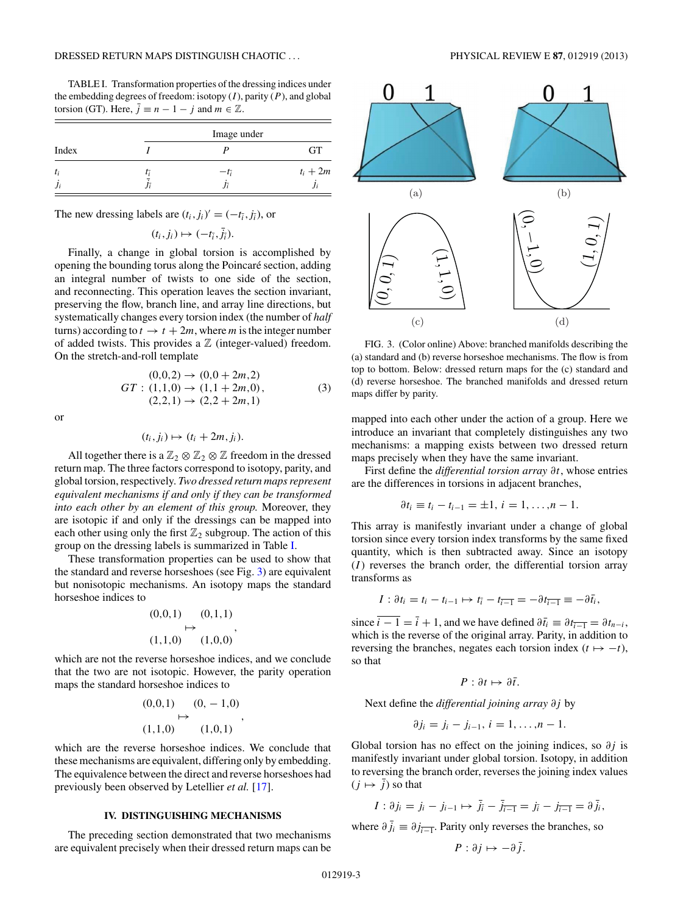TABLE I. Transformation properties of the dressing indices under the embedding degrees of freedom: isotopy ($I$), parity ($P$), and global torsion (GT). Here, $\bar{j} \equiv n-1-j$ and $m \in \mathbb{Z}$.

| Index | Image under | | |
|---|---|---|---|
| | $I$ | $P$ | GT |
| $t_i$ | $t_{\bar{i}}$ | $-t_{\bar{i}}$ | $t_i + 2m$ |
| $j_i$ | $\bar{j}_{\bar{i}}$ | $j_{\bar{i}}$ | $j_i$ |

The new dressing labels are $(t_i, j_i)' = (-t_{\bar{i}}, j_{\bar{i}})$, or

$$(t_i, j_i) \mapsto (-t_{\bar{i}}, \bar{j}_{\bar{i}}).$$

Finally, a change in global torsion is accomplished by opening the bounding torus along the Poincaré section, adding an integral number of twists to one side of the section, and reconnecting. This operation leaves the section invariant, preserving the flow, branch line, and array line directions, but systematically changes every torsion index (the number of *half* turns) according to $t \to t + 2m$, where $m$ is the integer number of added twists. This provides a $\mathbb{Z}$ (integer-valued) freedom. On the stretch-and-roll template

$$GT: \begin{array}{c} (0,0,2) \to (0,0+2m,2) \\ (1,1,0) \to (1,1+2m,0) \\ (2,2,1) \to (2,2+2m,1) \end{array}, \quad (3)$$

or

$$(t_i, j_i) \mapsto (t_i + 2m, j_i).$$

All together there is a $\mathbb{Z}_2 \otimes \mathbb{Z}_2 \otimes \mathbb{Z}$ freedom in the dressed return map. The three factors correspond to isotopy, parity, and global torsion, respectively. *Two dressed return maps represent equivalent mechanisms if and only if they can be transformed into each other by an element of this group.* Moreover, they are isotopic if and only if the dressings can be mapped into each other using only the first $\mathbb{Z}_2$ subgroup. The action of this group on the dressing labels is summarized in Table I.

These transformation properties can be used to show that the standard and reverse horseshoes (see Fig. 3) are equivalent but nonisotopic mechanisms. An isotopy maps the standard horseshoe indices to

$$\begin{array}{c}(0,0,1)\\(1,1,0)\end{array} \mapsto \begin{array}{c}(0,1,1)\\(1,0,0)\end{array},$$

which are not the reverse horseshoe indices, and we conclude that the two are not isotopic. However, the parity operation maps the standard horseshoe indices to

$$\begin{array}{c}(0,0,1)\\(1,1,0)\end{array} \mapsto \begin{array}{c}(0,-1,0)\\(1,0,1)\end{array},$$

which are the reverse horseshoe indices. We conclude that these mechanisms are equivalent, differing only by embedding. The equivalence between the direct and reverse horseshoes had previously been observed by Letellier *et al.* [17].

FIG. 3. (Color online) Above: branched manifolds describing the (a) standard and (b) reverse horseshoe mechanisms. The flow is from top to bottom. Below: dressed return maps for the (c) standard and (d) reverse horseshoe. The branched manifolds and dressed return maps differ by parity.

## IV. DISTINGUISHING MECHANISMS

The preceding section demonstrated that two mechanisms are equivalent precisely when their dressed return maps can be mapped into each other under the action of a group. Here we introduce an invariant that completely distinguishes any two mechanisms: a mapping exists between two dressed return maps precisely when they have the same invariant.

First define the *differential torsion array* $\partial t$, whose entries are the differences in torsions in adjacent branches,

$$\partial t_i \equiv t_i - t_{i-1} = \pm 1, \; i = 1, \ldots, n-1.$$

This array is manifestly invariant under a change of global torsion since every torsion index transforms by the same fixed quantity, which is then subtracted away. Since an isotopy ($I$) reverses the branch order, the differential torsion array transforms as

$$I : \partial t_i = t_i - t_{i-1} \mapsto t_{\bar{i}} - t_{\overline{i-1}} = -\partial t_{\overline{i-1}} \equiv -\partial \bar{t}_i,$$

since $\overline{i-1} = \bar{i} + 1$, and we have defined $\partial \bar{t}_i \equiv \partial t_{\overline{i-1}} = \partial t_{n-i}$, which is the reverse of the original array. Parity, in addition to reversing the branches, negates each torsion index ($t \mapsto -t$), so that

$$P : \partial t \mapsto \partial \bar{t}.$$

Next define the *differential joining array* $\partial j$ by

$$\partial j_i = j_i - j_{i-1}, \; i = 1, \ldots, n-1.$$

Global torsion has no effect on the joining indices, so $\partial j$ is manifestly invariant under global torsion. Isotopy, in addition to reversing the branch order, reverses the joining index values ($j \mapsto \bar{j}$) so that

$$I : \partial j_i = j_i - j_{i-1} \mapsto \bar{j}_{\bar{i}} - \bar{j}_{\overline{i-1}} = j_{\bar{i}} - j_{\overline{i-1}} = \partial \bar{j}_i,$$

where $\partial \bar{j}_i \equiv \partial j_{\overline{i-1}}$. Parity only reverses the branches, so

$$P : \partial j \mapsto -\partial \bar{j}.$$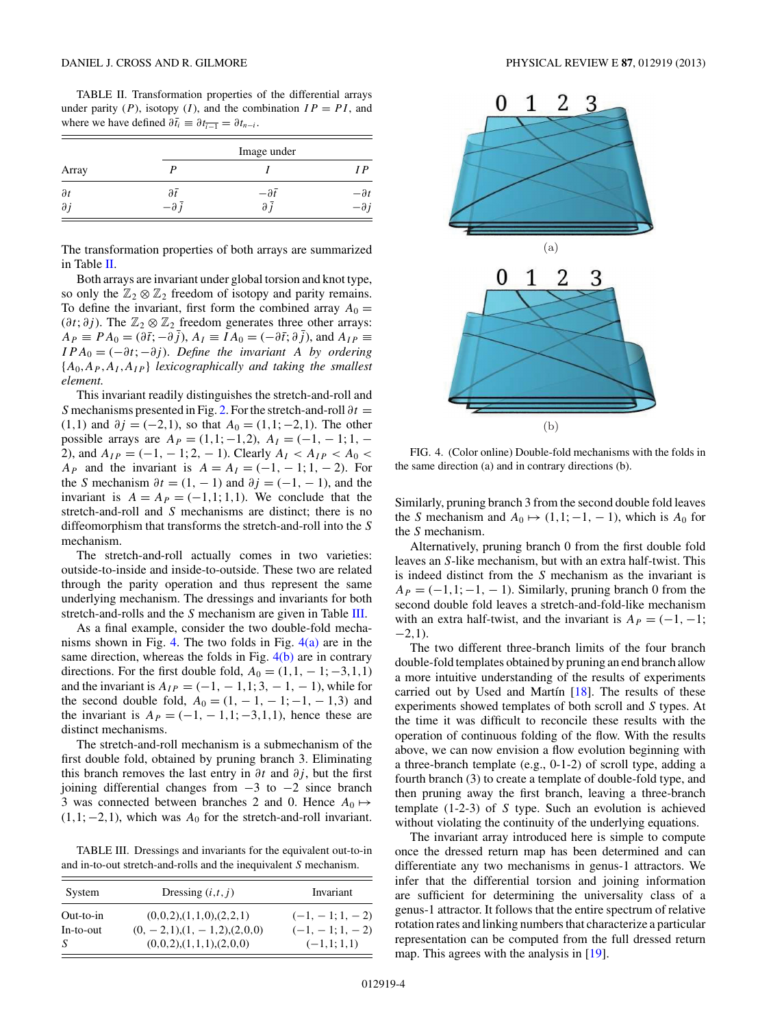TABLE II. Transformation properties of the differential arrays under parity ($P$), isotopy ($I$), and the combination $IP = PI$, and where we have defined $\partial \bar{t}_i \equiv \partial t_{\overline{i-1}} = \partial t_{n-i}$.

| Array | Image under $P$ | Image under $I$ | Image under $IP$ |
|---|---|---|---|
| $\partial t$ | $\partial \bar{t}$ | $-\partial \bar{t}$ | $-\partial t$ |
| $\partial j$ | $-\partial \bar{j}$ | $\partial \bar{j}$ | $-\partial j$ |

The transformation properties of both arrays are summarized in Table II.

Both arrays are invariant under global torsion and knot type, so only the $\mathbb{Z}_2 \otimes \mathbb{Z}_2$ freedom of isotopy and parity remains. To define the invariant, first form the combined array $A_0 = (\partial t; \partial j)$. The $\mathbb{Z}_2 \otimes \mathbb{Z}_2$ freedom generates three other arrays: $A_P \equiv PA_0 = (\partial \bar{t}; -\partial \bar{j})$, $A_I \equiv IA_0 = (-\partial \bar{t}; \partial \bar{j})$, and $A_{IP} \equiv IPA_0 = (-\partial t; -\partial j)$. *Define the invariant $A$ by ordering $\{A_0, A_P, A_I, A_{IP}\}$ lexicographically and taking the smallest element.*

This invariant readily distinguishes the stretch-and-roll and $S$ mechanisms presented in Fig. 2. For the stretch-and-roll $\partial t = (1,1)$ and $\partial j = (-2,1)$, so that $A_0 = (1,1;-2,1)$. The other possible arrays are $A_P = (1,1;-1,2)$, $A_I = (-1,-1;1,-2)$, and $A_{IP} = (-1,-1;2,-1)$. Clearly $A_I < A_{IP} < A_0 < A_P$ and the invariant is $A = A_I = (-1,-1;1,-2)$. For the $S$ mechanism $\partial t = (1,-1)$ and $\partial j = (-1,-1)$, and the invariant is $A = A_P = (-1,1;1,1)$. We conclude that the stretch-and-roll and $S$ mechanisms are distinct; there is no diffeomorphism that transforms the stretch-and-roll into the $S$ mechanism.

The stretch-and-roll actually comes in two varieties: outside-to-inside and inside-to-outside. These two are related through the parity operation and thus represent the same underlying mechanism. The dressings and invariants for both stretch-and-rolls and the $S$ mechanism are given in Table III.

As a final example, consider the two double-fold mechanisms shown in Fig. 4. The two folds in Fig. 4(a) are in the same direction, whereas the folds in Fig. 4(b) are in contrary directions. For the first double fold, $A_0 = (1,1,-1;-3,1,1)$ and the invariant is $A_{IP} = (-1,-1,1;3,-1,-1)$, while for the second double fold, $A_0 = (1,-1,-1;-1,-1,3)$ and the invariant is $A_P = (-1,-1,1;-3,1,1)$, hence these are distinct mechanisms.

The stretch-and-roll mechanism is a submechanism of the first double fold, obtained by pruning branch 3. Eliminating this branch removes the last entry in $\partial t$ and $\partial j$, but the first joining differential changes from $-3$ to $-2$ since branch 3 was connected between branches 2 and 0. Hence $A_0 \mapsto (1,1;-2,1)$, which was $A_0$ for the stretch-and-roll invariant.

TABLE III. Dressings and invariants for the equivalent out-to-in and in-to-out stretch-and-rolls and the inequivalent $S$ mechanism.

| System | Dressing $(i,t,j)$ | Invariant |
|---|---|---|
| Out-to-in | (0,0,2),(1,1,0),(2,2,1) | $(-1,-1;1,-2)$ |
| In-to-out | $(0,-2,1),(1,-1,2),(2,0,0)$ | $(-1,-1;1,-2)$ |
| $S$ | (0,0,2),(1,1,1),(2,0,0) | $(-1,1;1,1)$ |

FIG. 4. (Color online) Double-fold mechanisms with the folds in the same direction (a) and in contrary directions (b).

Similarly, pruning branch 3 from the second double fold leaves the $S$ mechanism and $A_0 \mapsto (1,1;-1,-1)$, which is $A_0$ for the $S$ mechanism.

Alternatively, pruning branch 0 from the first double fold leaves an $S$-like mechanism, but with an extra half-twist. This is indeed distinct from the $S$ mechanism as the invariant is $A_P = (-1,1;-1,-1)$. Similarly, pruning branch 0 from the second double fold leaves a stretch-and-fold-like mechanism with an extra half-twist, and the invariant is $A_P = (-1,-1;-2,1)$.

The two different three-branch limits of the four branch double-fold templates obtained by pruning an end branch allow a more intuitive understanding of the results of experiments carried out by Used and Martín [18]. The results of these experiments showed templates of both scroll and $S$ types. At the time it was difficult to reconcile these results with the operation of continuous folding of the flow. With the results above, we can now envision a flow evolution beginning with a three-branch template (e.g., 0-1-2) of scroll type, adding a fourth branch (3) to create a template of double-fold type, and then pruning away the first branch, leaving a three-branch template (1-2-3) of $S$ type. Such an evolution is achieved without violating the continuity of the underlying equations.

The invariant array introduced here is simple to compute once the dressed return map has been determined and can differentiate any two mechanisms in genus-1 attractors. We infer that the differential torsion and joining information are sufficient for determining the universality class of a genus-1 attractor. It follows that the entire spectrum of relative rotation rates and linking numbers that characterize a particular representation can be computed from the full dressed return map. This agrees with the analysis in [19].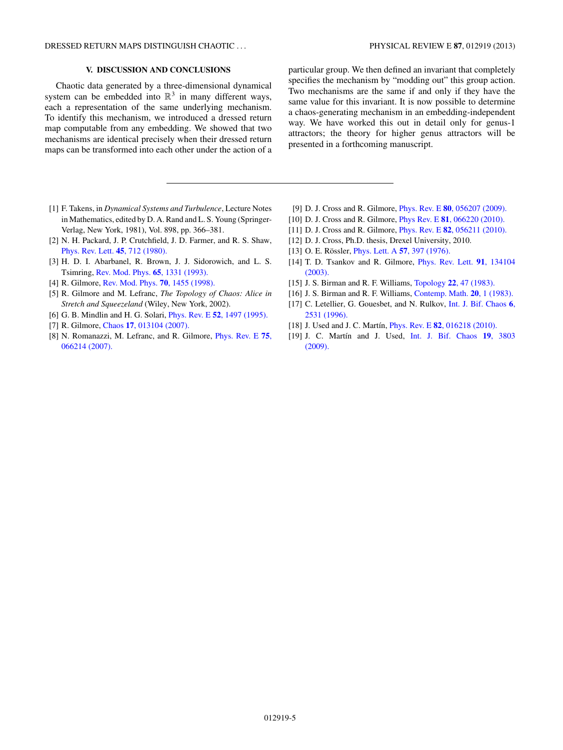## V. DISCUSSION AND CONCLUSIONS

Chaotic data generated by a three-dimensional dynamical system can be embedded into $\mathbb{R}^3$ in many different ways, each a representation of the same underlying mechanism. To identify this mechanism, we introduced a dressed return map computable from any embedding. We showed that two mechanisms are identical precisely when their dressed return maps can be transformed into each other under the action of a particular group. We then defined an invariant that completely specifies the mechanism by "modding out" this group action. Two mechanisms are the same if and only if they have the same value for this invariant. It is now possible to determine a chaos-generating mechanism in an embedding-independent way. We have worked this out in detail only for genus-1 attractors; the theory for higher genus attractors will be presented in a forthcoming manuscript.

---

[1] F. Takens, in *Dynamical Systems and Turbulence*, Lecture Notes in Mathematics, edited by D. A. Rand and L. S. Young (Springer-Verlag, New York, 1981), Vol. 898, pp. 366–381.

[2] N. H. Packard, J. P. Crutchfield, J. D. Farmer, and R. S. Shaw, Phys. Rev. Lett. **45**, 712 (1980).

[3] H. D. I. Abarbanel, R. Brown, J. J. Sidorowich, and L. S. Tsimring, Rev. Mod. Phys. **65**, 1331 (1993).

[4] R. Gilmore, Rev. Mod. Phys. **70**, 1455 (1998).

[5] R. Gilmore and M. Lefranc, *The Topology of Chaos: Alice in Stretch and Squeezeland* (Wiley, New York, 2002).

[6] G. B. Mindlin and H. G. Solari, Phys. Rev. E **52**, 1497 (1995).

[7] R. Gilmore, Chaos **17**, 013104 (2007).

[8] N. Romanazzi, M. Lefranc, and R. Gilmore, Phys. Rev. E **75**, 066214 (2007).

[9] D. J. Cross and R. Gilmore, Phys. Rev. E **80**, 056207 (2009).

[10] D. J. Cross and R. Gilmore, Phys Rev. E **81**, 066220 (2010).

[11] D. J. Cross and R. Gilmore, Phys. Rev. E **82**, 056211 (2010).

[12] D. J. Cross, Ph.D. thesis, Drexel University, 2010.

[13] O. E. Rössler, Phys. Lett. A **57**, 397 (1976).

[14] T. D. Tsankov and R. Gilmore, Phys. Rev. Lett. **91**, 134104 (2003).

[15] J. S. Birman and R. F. Williams, Topology **22**, 47 (1983).

[16] J. S. Birman and R. F. Williams, Contemp. Math. **20**, 1 (1983).

[17] C. Letellier, G. Gouesbet, and N. Rulkov, Int. J. Bif. Chaos **6**, 2531 (1996).

[18] J. Used and J. C. Martín, Phys. Rev. E **82**, 016218 (2010).

[19] J. C. Martín and J. Used, Int. J. Bif. Chaos **19**, 3803 (2009).